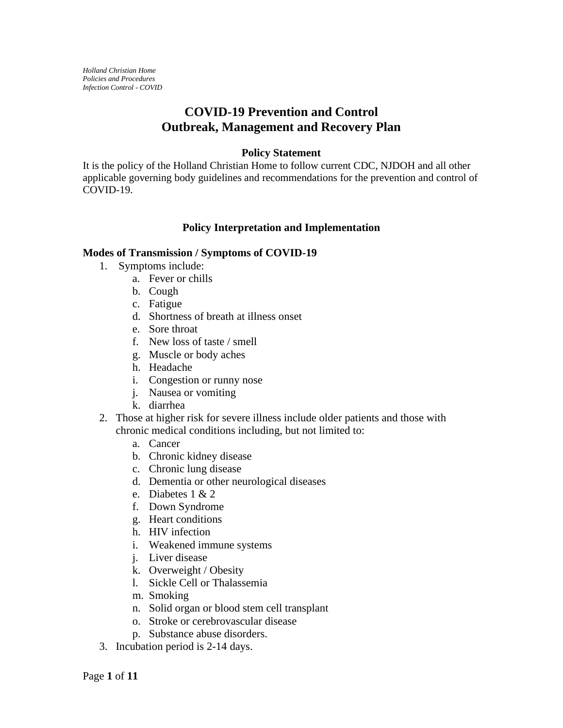*Holland Christian Home*
*Policies and Procedures*
*Infection Control - COVID*

# COVID-19 Prevention and Control
# Outbreak, Management and Recovery Plan

### Policy Statement

It is the policy of the Holland Christian Home to follow current CDC, NJDOH and all other applicable governing body guidelines and recommendations for the prevention and control of COVID-19.

### Policy Interpretation and Implementation

**Modes of Transmission / Symptoms of COVID-19**

1. Symptoms include:
   a. Fever or chills
   b. Cough
   c. Fatigue
   d. Shortness of breath at illness onset
   e. Sore throat
   f. New loss of taste / smell
   g. Muscle or body aches
   h. Headache
   i. Congestion or runny nose
   j. Nausea or vomiting
   k. diarrhea
2. Those at higher risk for severe illness include older patients and those with chronic medical conditions including, but not limited to:
   a. Cancer
   b. Chronic kidney disease
   c. Chronic lung disease
   d. Dementia or other neurological diseases
   e. Diabetes 1 & 2
   f. Down Syndrome
   g. Heart conditions
   h. HIV infection
   i. Weakened immune systems
   j. Liver disease
   k. Overweight / Obesity
   l. Sickle Cell or Thalassemia
   m. Smoking
   n. Solid organ or blood stem cell transplant
   o. Stroke or cerebrovascular disease
   p. Substance abuse disorders.
3. Incubation period is 2-14 days.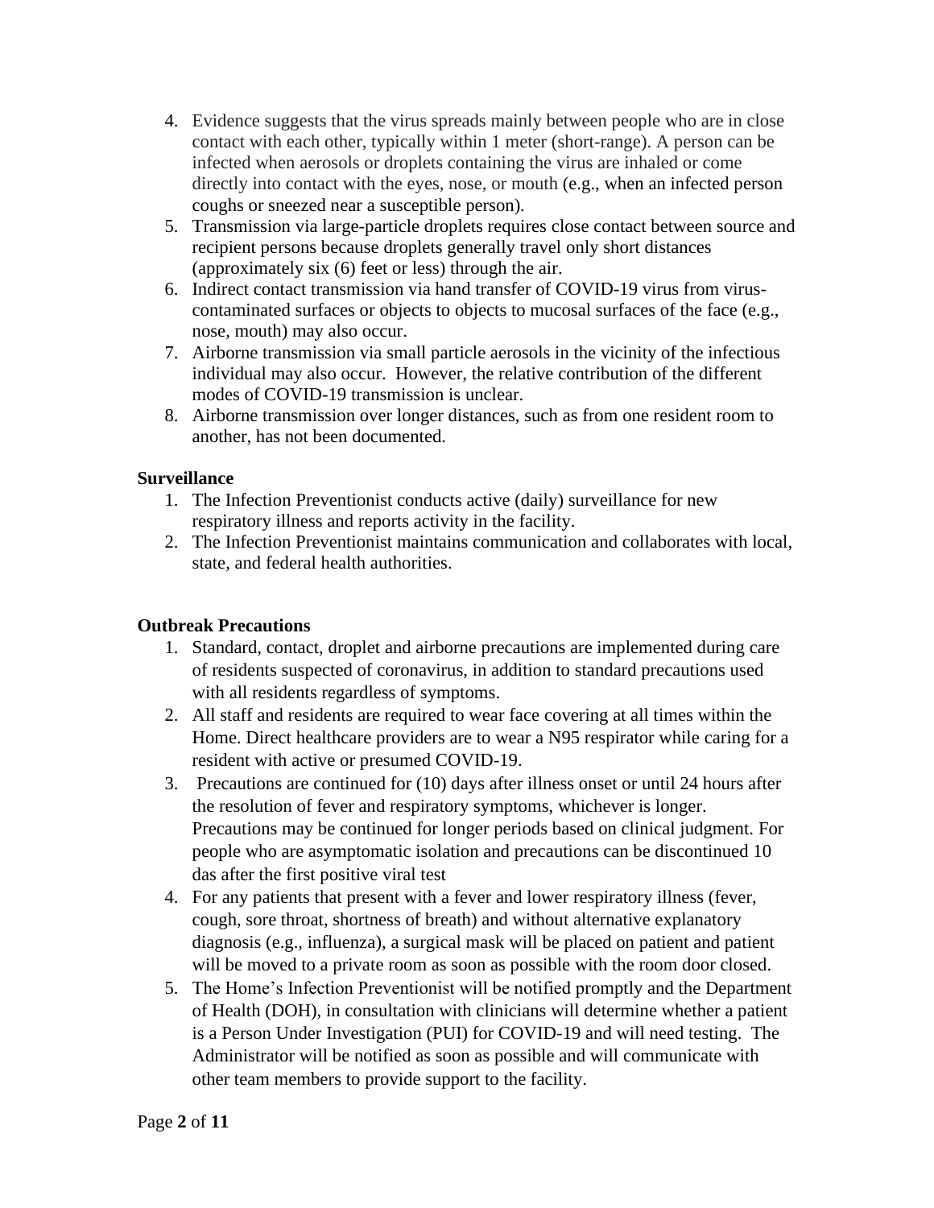4. Evidence suggests that the virus spreads mainly between people who are in close contact with each other, typically within 1 meter (short-range). A person can be infected when aerosols or droplets containing the virus are inhaled or come directly into contact with the eyes, nose, or mouth (e.g., when an infected person coughs or sneezed near a susceptible person).
5. Transmission via large-particle droplets requires close contact between source and recipient persons because droplets generally travel only short distances (approximately six (6) feet or less) through the air.
6. Indirect contact transmission via hand transfer of COVID-19 virus from virus-contaminated surfaces or objects to objects to mucosal surfaces of the face (e.g., nose, mouth) may also occur.
7. Airborne transmission via small particle aerosols in the vicinity of the infectious individual may also occur. However, the relative contribution of the different modes of COVID-19 transmission is unclear.
8. Airborne transmission over longer distances, such as from one resident room to another, has not been documented.

**Surveillance**

1. The Infection Preventionist conducts active (daily) surveillance for new respiratory illness and reports activity in the facility.
2. The Infection Preventionist maintains communication and collaborates with local, state, and federal health authorities.

**Outbreak Precautions**

1. Standard, contact, droplet and airborne precautions are implemented during care of residents suspected of coronavirus, in addition to standard precautions used with all residents regardless of symptoms.
2. All staff and residents are required to wear face covering at all times within the Home. Direct healthcare providers are to wear a N95 respirator while caring for a resident with active or presumed COVID-19.
3. Precautions are continued for (10) days after illness onset or until 24 hours after the resolution of fever and respiratory symptoms, whichever is longer. Precautions may be continued for longer periods based on clinical judgment. For people who are asymptomatic isolation and precautions can be discontinued 10 das after the first positive viral test
4. For any patients that present with a fever and lower respiratory illness (fever, cough, sore throat, shortness of breath) and without alternative explanatory diagnosis (e.g., influenza), a surgical mask will be placed on patient and patient will be moved to a private room as soon as possible with the room door closed.
5. The Home's Infection Preventionist will be notified promptly and the Department of Health (DOH), in consultation with clinicians will determine whether a patient is a Person Under Investigation (PUI) for COVID-19 and will need testing. The Administrator will be notified as soon as possible and will communicate with other team members to provide support to the facility.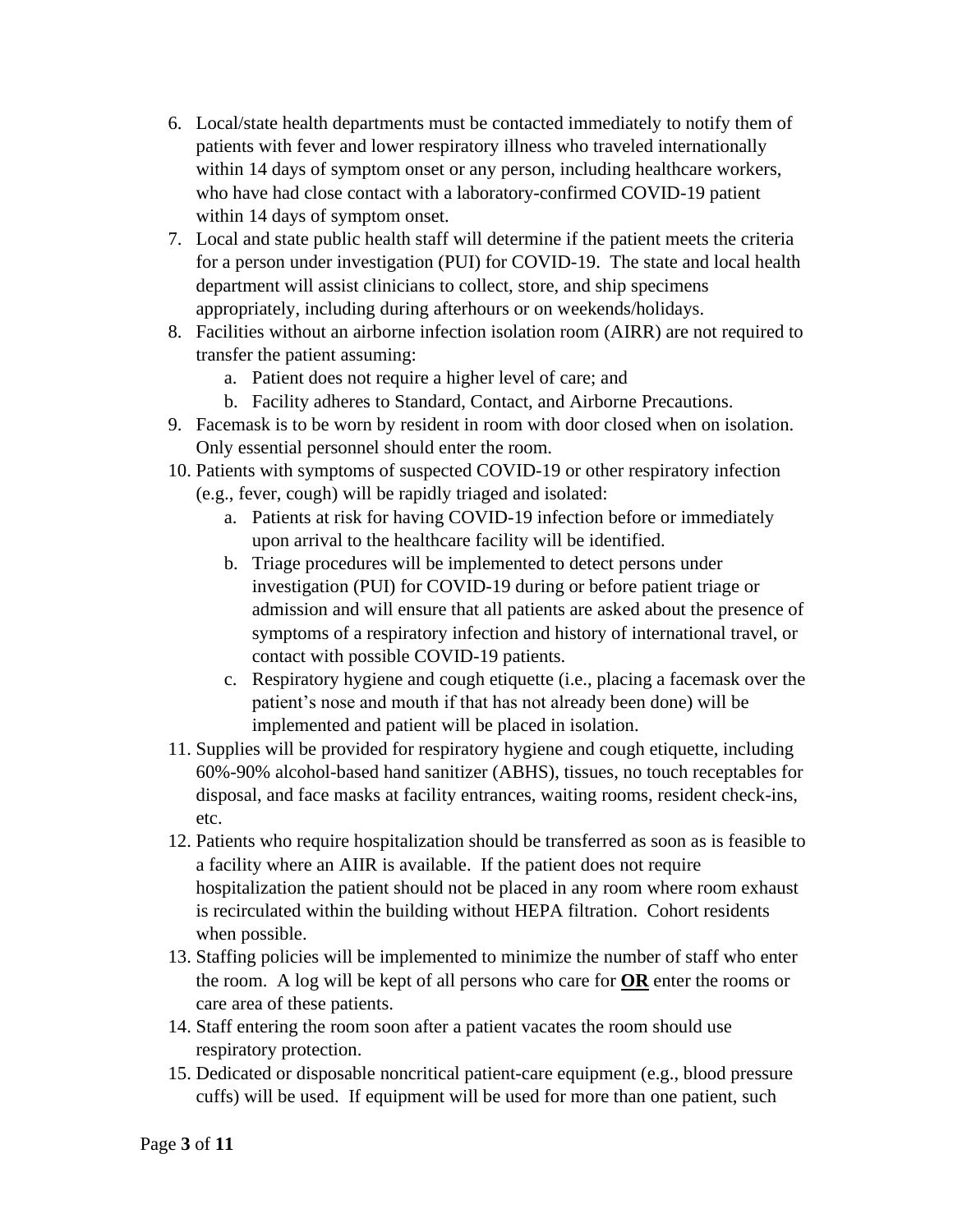6. Local/state health departments must be contacted immediately to notify them of patients with fever and lower respiratory illness who traveled internationally within 14 days of symptom onset or any person, including healthcare workers, who have had close contact with a laboratory-confirmed COVID-19 patient within 14 days of symptom onset.
7. Local and state public health staff will determine if the patient meets the criteria for a person under investigation (PUI) for COVID-19. The state and local health department will assist clinicians to collect, store, and ship specimens appropriately, including during afterhours or on weekends/holidays.
8. Facilities without an airborne infection isolation room (AIRR) are not required to transfer the patient assuming:
   a. Patient does not require a higher level of care; and
   b. Facility adheres to Standard, Contact, and Airborne Precautions.
9. Facemask is to be worn by resident in room with door closed when on isolation. Only essential personnel should enter the room.
10. Patients with symptoms of suspected COVID-19 or other respiratory infection (e.g., fever, cough) will be rapidly triaged and isolated:
    a. Patients at risk for having COVID-19 infection before or immediately upon arrival to the healthcare facility will be identified.
    b. Triage procedures will be implemented to detect persons under investigation (PUI) for COVID-19 during or before patient triage or admission and will ensure that all patients are asked about the presence of symptoms of a respiratory infection and history of international travel, or contact with possible COVID-19 patients.
    c. Respiratory hygiene and cough etiquette (i.e., placing a facemask over the patient's nose and mouth if that has not already been done) will be implemented and patient will be placed in isolation.
11. Supplies will be provided for respiratory hygiene and cough etiquette, including 60%-90% alcohol-based hand sanitizer (ABHS), tissues, no touch receptables for disposal, and face masks at facility entrances, waiting rooms, resident check-ins, etc.
12. Patients who require hospitalization should be transferred as soon as is feasible to a facility where an AIIR is available. If the patient does not require hospitalization the patient should not be placed in any room where room exhaust is recirculated within the building without HEPA filtration. Cohort residents when possible.
13. Staffing policies will be implemented to minimize the number of staff who enter the room. A log will be kept of all persons who care for **<u>OR</u>** enter the rooms or care area of these patients.
14. Staff entering the room soon after a patient vacates the room should use respiratory protection.
15. Dedicated or disposable noncritical patient-care equipment (e.g., blood pressure cuffs) will be used. If equipment will be used for more than one patient, such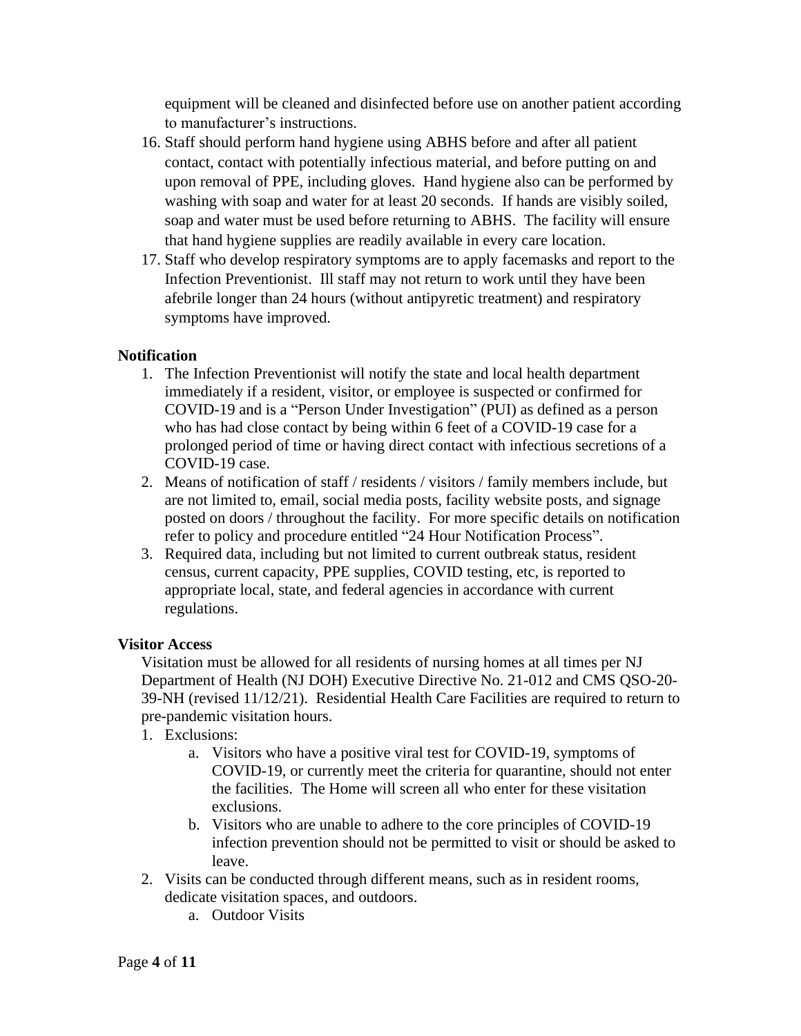equipment will be cleaned and disinfected before use on another patient according to manufacturer's instructions.

16. Staff should perform hand hygiene using ABHS before and after all patient contact, contact with potentially infectious material, and before putting on and upon removal of PPE, including gloves. Hand hygiene also can be performed by washing with soap and water for at least 20 seconds. If hands are visibly soiled, soap and water must be used before returning to ABHS. The facility will ensure that hand hygiene supplies are readily available in every care location.
17. Staff who develop respiratory symptoms are to apply facemasks and report to the Infection Preventionist. Ill staff may not return to work until they have been afebrile longer than 24 hours (without antipyretic treatment) and respiratory symptoms have improved.

**Notification**

1. The Infection Preventionist will notify the state and local health department immediately if a resident, visitor, or employee is suspected or confirmed for COVID-19 and is a "Person Under Investigation" (PUI) as defined as a person who has had close contact by being within 6 feet of a COVID-19 case for a prolonged period of time or having direct contact with infectious secretions of a COVID-19 case.
2. Means of notification of staff / residents / visitors / family members include, but are not limited to, email, social media posts, facility website posts, and signage posted on doors / throughout the facility. For more specific details on notification refer to policy and procedure entitled "24 Hour Notification Process".
3. Required data, including but not limited to current outbreak status, resident census, current capacity, PPE supplies, COVID testing, etc, is reported to appropriate local, state, and federal agencies in accordance with current regulations.

**Visitor Access**

Visitation must be allowed for all residents of nursing homes at all times per NJ Department of Health (NJ DOH) Executive Directive No. 21-012 and CMS QSO-20-39-NH (revised 11/12/21). Residential Health Care Facilities are required to return to pre-pandemic visitation hours.

1. Exclusions:
   a. Visitors who have a positive viral test for COVID-19, symptoms of COVID-19, or currently meet the criteria for quarantine, should not enter the facilities. The Home will screen all who enter for these visitation exclusions.
   b. Visitors who are unable to adhere to the core principles of COVID-19 infection prevention should not be permitted to visit or should be asked to leave.
2. Visits can be conducted through different means, such as in resident rooms, dedicate visitation spaces, and outdoors.
   a. Outdoor Visits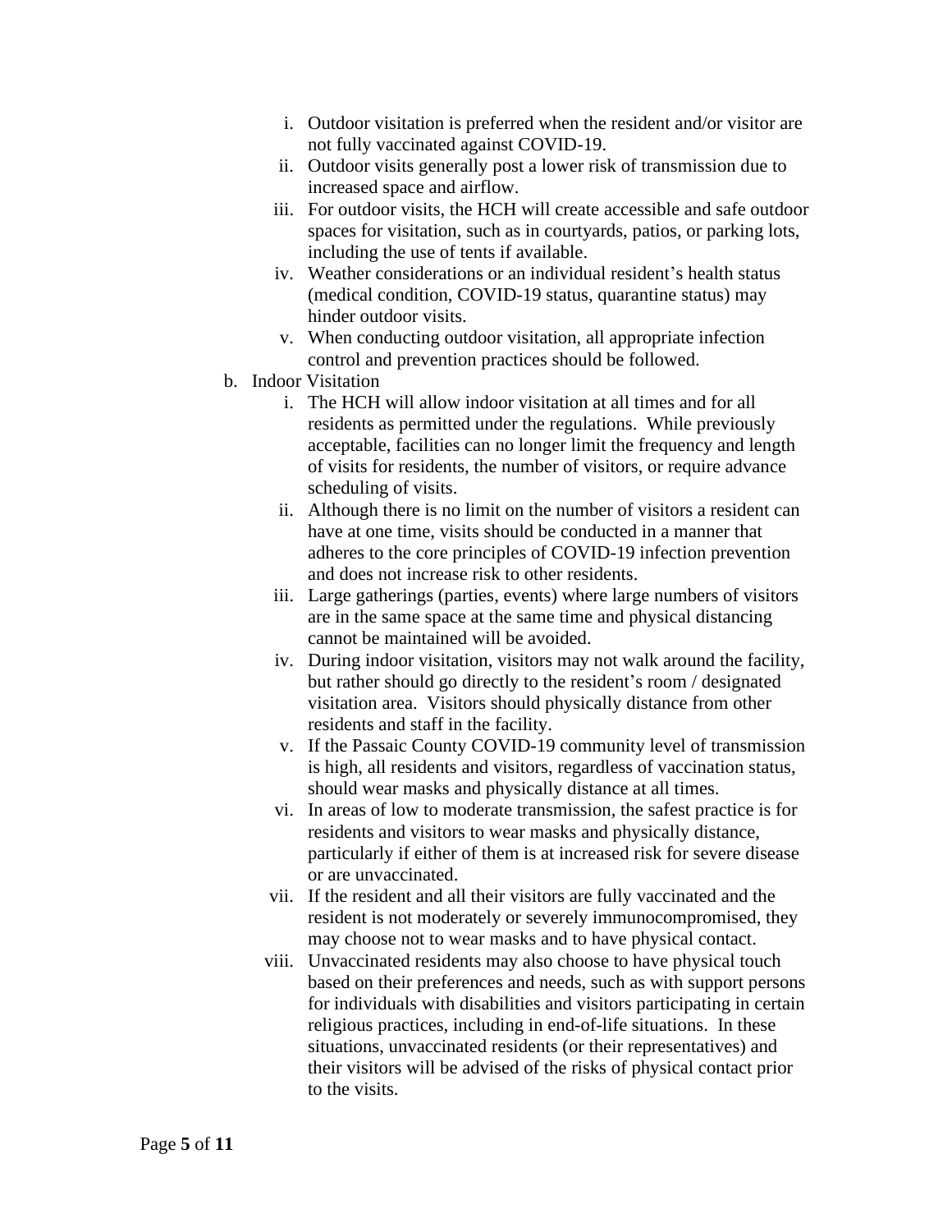i. Outdoor visitation is preferred when the resident and/or visitor are not fully vaccinated against COVID-19.
   ii. Outdoor visits generally post a lower risk of transmission due to increased space and airflow.
   iii. For outdoor visits, the HCH will create accessible and safe outdoor spaces for visitation, such as in courtyards, patios, or parking lots, including the use of tents if available.
   iv. Weather considerations or an individual resident's health status (medical condition, COVID-19 status, quarantine status) may hinder outdoor visits.
   v. When conducting outdoor visitation, all appropriate infection control and prevention practices should be followed.

b. Indoor Visitation
   i. The HCH will allow indoor visitation at all times and for all residents as permitted under the regulations. While previously acceptable, facilities can no longer limit the frequency and length of visits for residents, the number of visitors, or require advance scheduling of visits.
   ii. Although there is no limit on the number of visitors a resident can have at one time, visits should be conducted in a manner that adheres to the core principles of COVID-19 infection prevention and does not increase risk to other residents.
   iii. Large gatherings (parties, events) where large numbers of visitors are in the same space at the same time and physical distancing cannot be maintained will be avoided.
   iv. During indoor visitation, visitors may not walk around the facility, but rather should go directly to the resident's room / designated visitation area. Visitors should physically distance from other residents and staff in the facility.
   v. If the Passaic County COVID-19 community level of transmission is high, all residents and visitors, regardless of vaccination status, should wear masks and physically distance at all times.
   vi. In areas of low to moderate transmission, the safest practice is for residents and visitors to wear masks and physically distance, particularly if either of them is at increased risk for severe disease or are unvaccinated.
   vii. If the resident and all their visitors are fully vaccinated and the resident is not moderately or severely immunocompromised, they may choose not to wear masks and to have physical contact.
   viii. Unvaccinated residents may also choose to have physical touch based on their preferences and needs, such as with support persons for individuals with disabilities and visitors participating in certain religious practices, including in end-of-life situations. In these situations, unvaccinated residents (or their representatives) and their visitors will be advised of the risks of physical contact prior to the visits.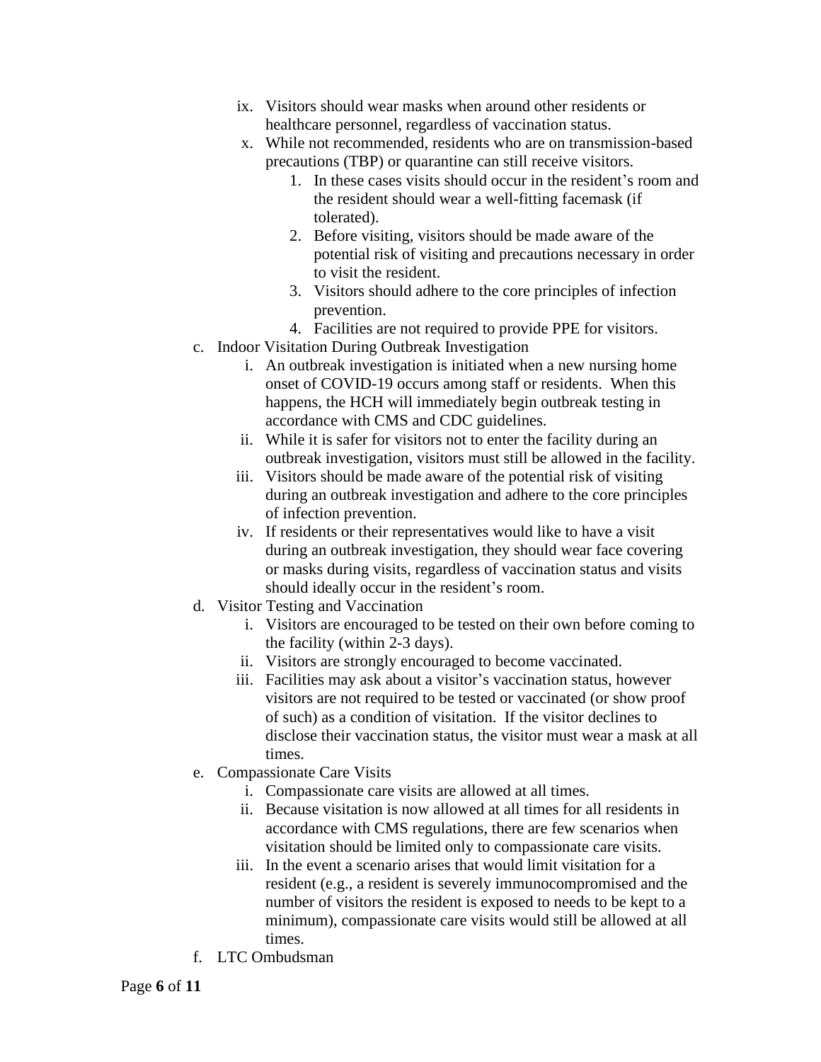ix. Visitors should wear masks when around other residents or healthcare personnel, regardless of vaccination status.

x. While not recommended, residents who are on transmission-based precautions (TBP) or quarantine can still receive visitors.

1. In these cases visits should occur in the resident's room and the resident should wear a well-fitting facemask (if tolerated).
2. Before visiting, visitors should be made aware of the potential risk of visiting and precautions necessary in order to visit the resident.
3. Visitors should adhere to the core principles of infection prevention.
4. Facilities are not required to provide PPE for visitors.

c. Indoor Visitation During Outbreak Investigation

i. An outbreak investigation is initiated when a new nursing home onset of COVID-19 occurs among staff or residents. When this happens, the HCH will immediately begin outbreak testing in accordance with CMS and CDC guidelines.

ii. While it is safer for visitors not to enter the facility during an outbreak investigation, visitors must still be allowed in the facility.

iii. Visitors should be made aware of the potential risk of visiting during an outbreak investigation and adhere to the core principles of infection prevention.

iv. If residents or their representatives would like to have a visit during an outbreak investigation, they should wear face covering or masks during visits, regardless of vaccination status and visits should ideally occur in the resident's room.

d. Visitor Testing and Vaccination

i. Visitors are encouraged to be tested on their own before coming to the facility (within 2-3 days).

ii. Visitors are strongly encouraged to become vaccinated.

iii. Facilities may ask about a visitor's vaccination status, however visitors are not required to be tested or vaccinated (or show proof of such) as a condition of visitation. If the visitor declines to disclose their vaccination status, the visitor must wear a mask at all times.

e. Compassionate Care Visits

i. Compassionate care visits are allowed at all times.

ii. Because visitation is now allowed at all times for all residents in accordance with CMS regulations, there are few scenarios when visitation should be limited only to compassionate care visits.

iii. In the event a scenario arises that would limit visitation for a resident (e.g., a resident is severely immunocompromised and the number of visitors the resident is exposed to needs to be kept to a minimum), compassionate care visits would still be allowed at all times.

f. LTC Ombudsman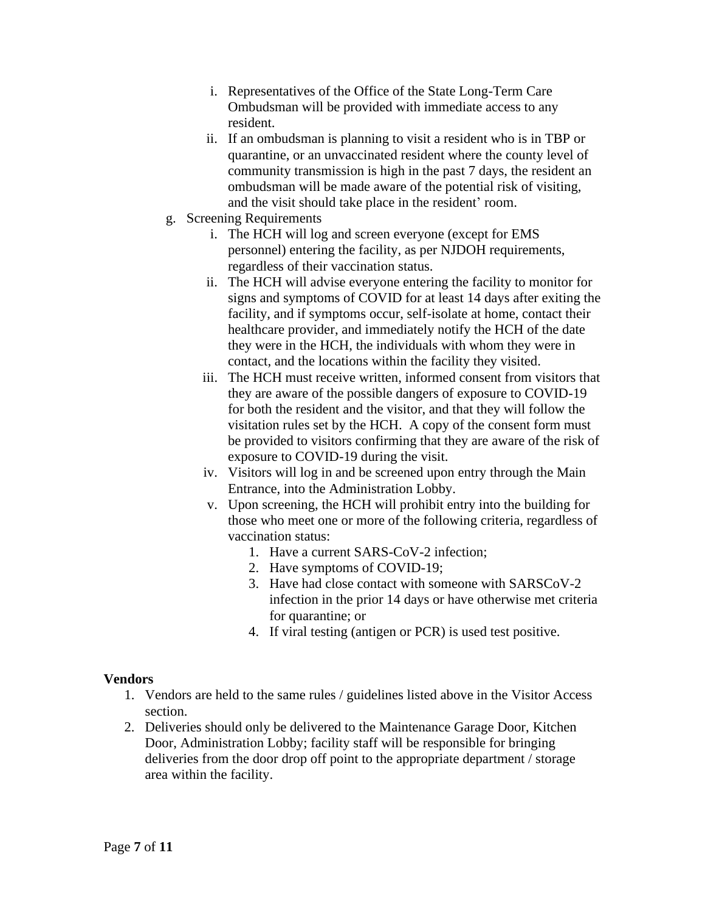i. Representatives of the Office of the State Long-Term Care Ombudsman will be provided with immediate access to any resident.

ii. If an ombudsman is planning to visit a resident who is in TBP or quarantine, or an unvaccinated resident where the county level of community transmission is high in the past 7 days, the resident an ombudsman will be made aware of the potential risk of visiting, and the visit should take place in the resident' room.

g. Screening Requirements

i. The HCH will log and screen everyone (except for EMS personnel) entering the facility, as per NJDOH requirements, regardless of their vaccination status.

ii. The HCH will advise everyone entering the facility to monitor for signs and symptoms of COVID for at least 14 days after exiting the facility, and if symptoms occur, self-isolate at home, contact their healthcare provider, and immediately notify the HCH of the date they were in the HCH, the individuals with whom they were in contact, and the locations within the facility they visited.

iii. The HCH must receive written, informed consent from visitors that they are aware of the possible dangers of exposure to COVID-19 for both the resident and the visitor, and that they will follow the visitation rules set by the HCH. A copy of the consent form must be provided to visitors confirming that they are aware of the risk of exposure to COVID-19 during the visit.

iv. Visitors will log in and be screened upon entry through the Main Entrance, into the Administration Lobby.

v. Upon screening, the HCH will prohibit entry into the building for those who meet one or more of the following criteria, regardless of vaccination status:

1. Have a current SARS-CoV-2 infection;
2. Have symptoms of COVID-19;
3. Have had close contact with someone with SARSCoV-2 infection in the prior 14 days or have otherwise met criteria for quarantine; or
4. If viral testing (antigen or PCR) is used test positive.

**Vendors**

1. Vendors are held to the same rules / guidelines listed above in the Visitor Access section.
2. Deliveries should only be delivered to the Maintenance Garage Door, Kitchen Door, Administration Lobby; facility staff will be responsible for bringing deliveries from the door drop off point to the appropriate department / storage area within the facility.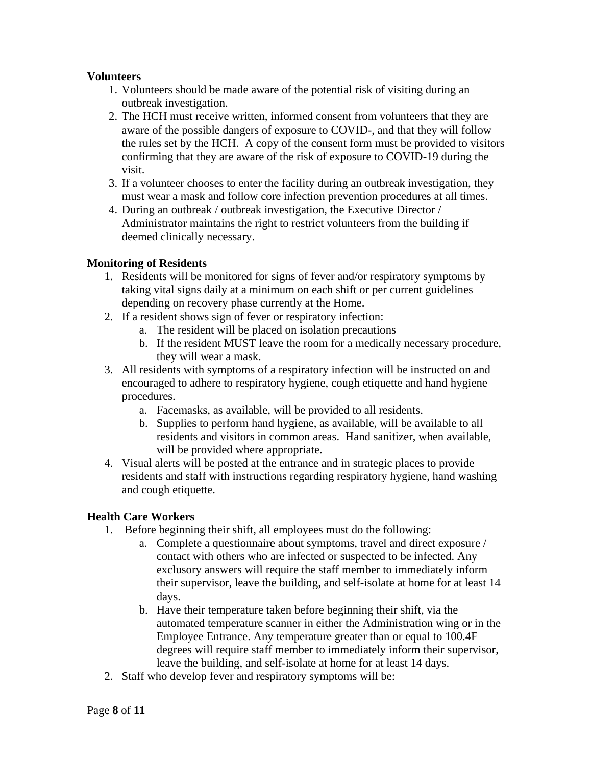**Volunteers**

1. Volunteers should be made aware of the potential risk of visiting during an outbreak investigation.
2. The HCH must receive written, informed consent from volunteers that they are aware of the possible dangers of exposure to COVID-, and that they will follow the rules set by the HCH. A copy of the consent form must be provided to visitors confirming that they are aware of the risk of exposure to COVID-19 during the visit.
3. If a volunteer chooses to enter the facility during an outbreak investigation, they must wear a mask and follow core infection prevention procedures at all times.
4. During an outbreak / outbreak investigation, the Executive Director / Administrator maintains the right to restrict volunteers from the building if deemed clinically necessary.

**Monitoring of Residents**

1. Residents will be monitored for signs of fever and/or respiratory symptoms by taking vital signs daily at a minimum on each shift or per current guidelines depending on recovery phase currently at the Home.
2. If a resident shows sign of fever or respiratory infection:
   a. The resident will be placed on isolation precautions
   b. If the resident MUST leave the room for a medically necessary procedure, they will wear a mask.
3. All residents with symptoms of a respiratory infection will be instructed on and encouraged to adhere to respiratory hygiene, cough etiquette and hand hygiene procedures.
   a. Facemasks, as available, will be provided to all residents.
   b. Supplies to perform hand hygiene, as available, will be available to all residents and visitors in common areas. Hand sanitizer, when available, will be provided where appropriate.
4. Visual alerts will be posted at the entrance and in strategic places to provide residents and staff with instructions regarding respiratory hygiene, hand washing and cough etiquette.

**Health Care Workers**

1. Before beginning their shift, all employees must do the following:
   a. Complete a questionnaire about symptoms, travel and direct exposure / contact with others who are infected or suspected to be infected. Any exclusory answers will require the staff member to immediately inform their supervisor, leave the building, and self-isolate at home for at least 14 days.
   b. Have their temperature taken before beginning their shift, via the automated temperature scanner in either the Administration wing or in the Employee Entrance. Any temperature greater than or equal to 100.4F degrees will require staff member to immediately inform their supervisor, leave the building, and self-isolate at home for at least 14 days.
2. Staff who develop fever and respiratory symptoms will be: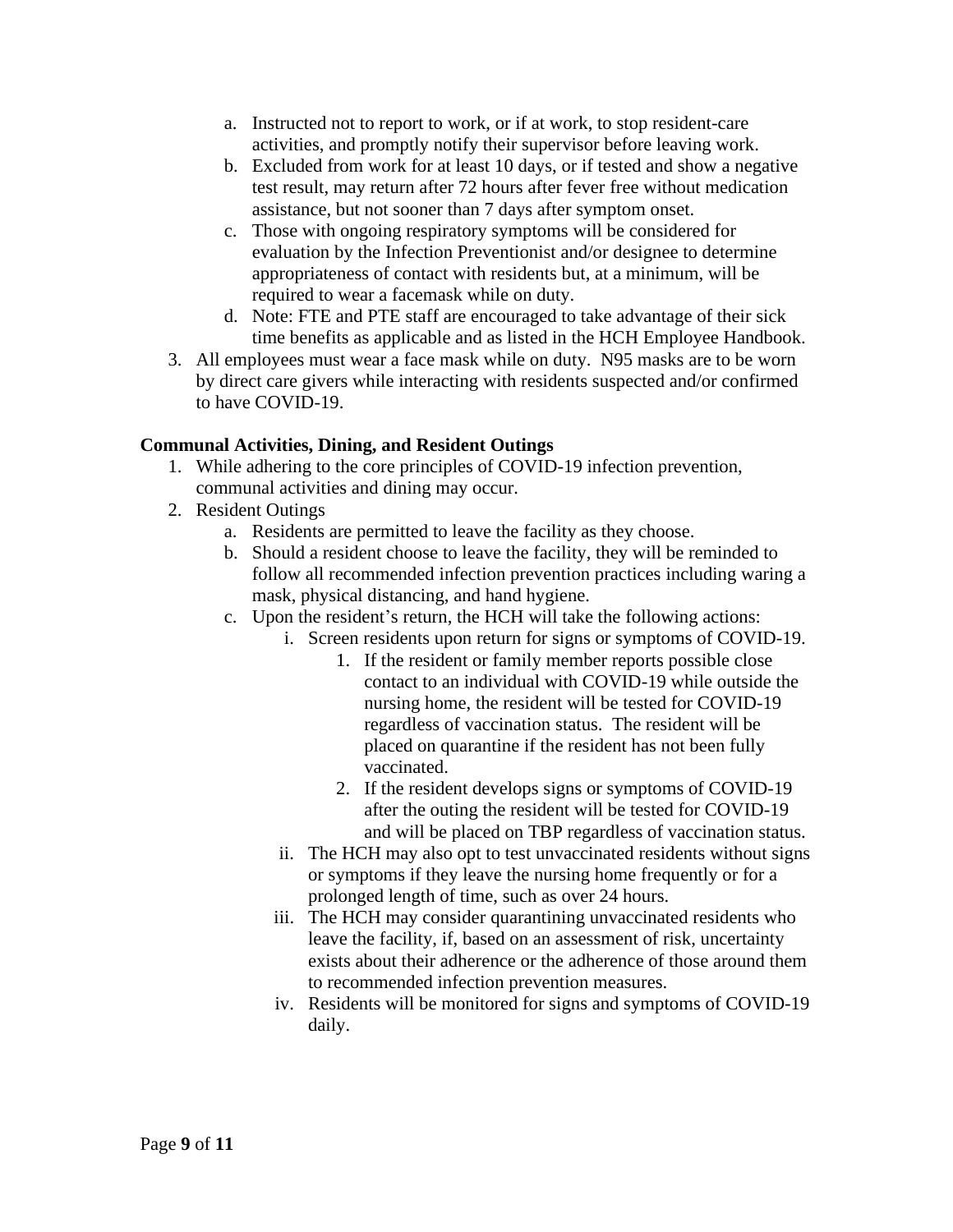a. Instructed not to report to work, or if at work, to stop resident-care activities, and promptly notify their supervisor before leaving work.
   b. Excluded from work for at least 10 days, or if tested and show a negative test result, may return after 72 hours after fever free without medication assistance, but not sooner than 7 days after symptom onset.
   c. Those with ongoing respiratory symptoms will be considered for evaluation by the Infection Preventionist and/or designee to determine appropriateness of contact with residents but, at a minimum, will be required to wear a facemask while on duty.
   d. Note: FTE and PTE staff are encouraged to take advantage of their sick time benefits as applicable and as listed in the HCH Employee Handbook.
3. All employees must wear a face mask while on duty. N95 masks are to be worn by direct care givers while interacting with residents suspected and/or confirmed to have COVID-19.

**Communal Activities, Dining, and Resident Outings**

1. While adhering to the core principles of COVID-19 infection prevention, communal activities and dining may occur.
2. Resident Outings
   a. Residents are permitted to leave the facility as they choose.
   b. Should a resident choose to leave the facility, they will be reminded to follow all recommended infection prevention practices including waring a mask, physical distancing, and hand hygiene.
   c. Upon the resident's return, the HCH will take the following actions:
      i. Screen residents upon return for signs or symptoms of COVID-19.
         1. If the resident or family member reports possible close contact to an individual with COVID-19 while outside the nursing home, the resident will be tested for COVID-19 regardless of vaccination status. The resident will be placed on quarantine if the resident has not been fully vaccinated.
         2. If the resident develops signs or symptoms of COVID-19 after the outing the resident will be tested for COVID-19 and will be placed on TBP regardless of vaccination status.
      ii. The HCH may also opt to test unvaccinated residents without signs or symptoms if they leave the nursing home frequently or for a prolonged length of time, such as over 24 hours.
      iii. The HCH may consider quarantining unvaccinated residents who leave the facility, if, based on an assessment of risk, uncertainty exists about their adherence or the adherence of those around them to recommended infection prevention measures.
      iv. Residents will be monitored for signs and symptoms of COVID-19 daily.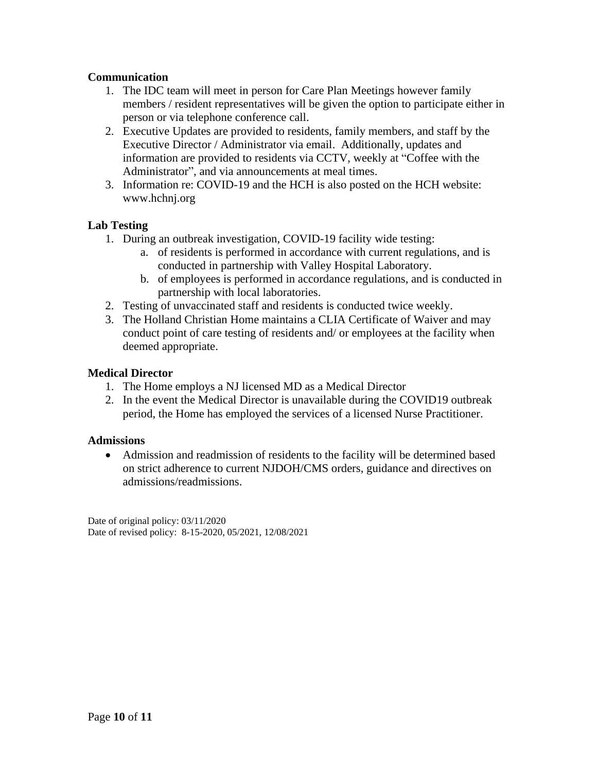**Communication**

1. The IDC team will meet in person for Care Plan Meetings however family members / resident representatives will be given the option to participate either in person or via telephone conference call.
2. Executive Updates are provided to residents, family members, and staff by the Executive Director / Administrator via email. Additionally, updates and information are provided to residents via CCTV, weekly at "Coffee with the Administrator", and via announcements at meal times.
3. Information re: COVID-19 and the HCH is also posted on the HCH website: www.hchnj.org

**Lab Testing**

1. During an outbreak investigation, COVID-19 facility wide testing:
   a. of residents is performed in accordance with current regulations, and is conducted in partnership with Valley Hospital Laboratory.
   b. of employees is performed in accordance regulations, and is conducted in partnership with local laboratories.
2. Testing of unvaccinated staff and residents is conducted twice weekly.
3. The Holland Christian Home maintains a CLIA Certificate of Waiver and may conduct point of care testing of residents and/ or employees at the facility when deemed appropriate.

**Medical Director**

1. The Home employs a NJ licensed MD as a Medical Director
2. In the event the Medical Director is unavailable during the COVID19 outbreak period, the Home has employed the services of a licensed Nurse Practitioner.

**Admissions**

- Admission and readmission of residents to the facility will be determined based on strict adherence to current NJDOH/CMS orders, guidance and directives on admissions/readmissions.

Date of original policy: 03/11/2020
Date of revised policy: 8-15-2020, 05/2021, 12/08/2021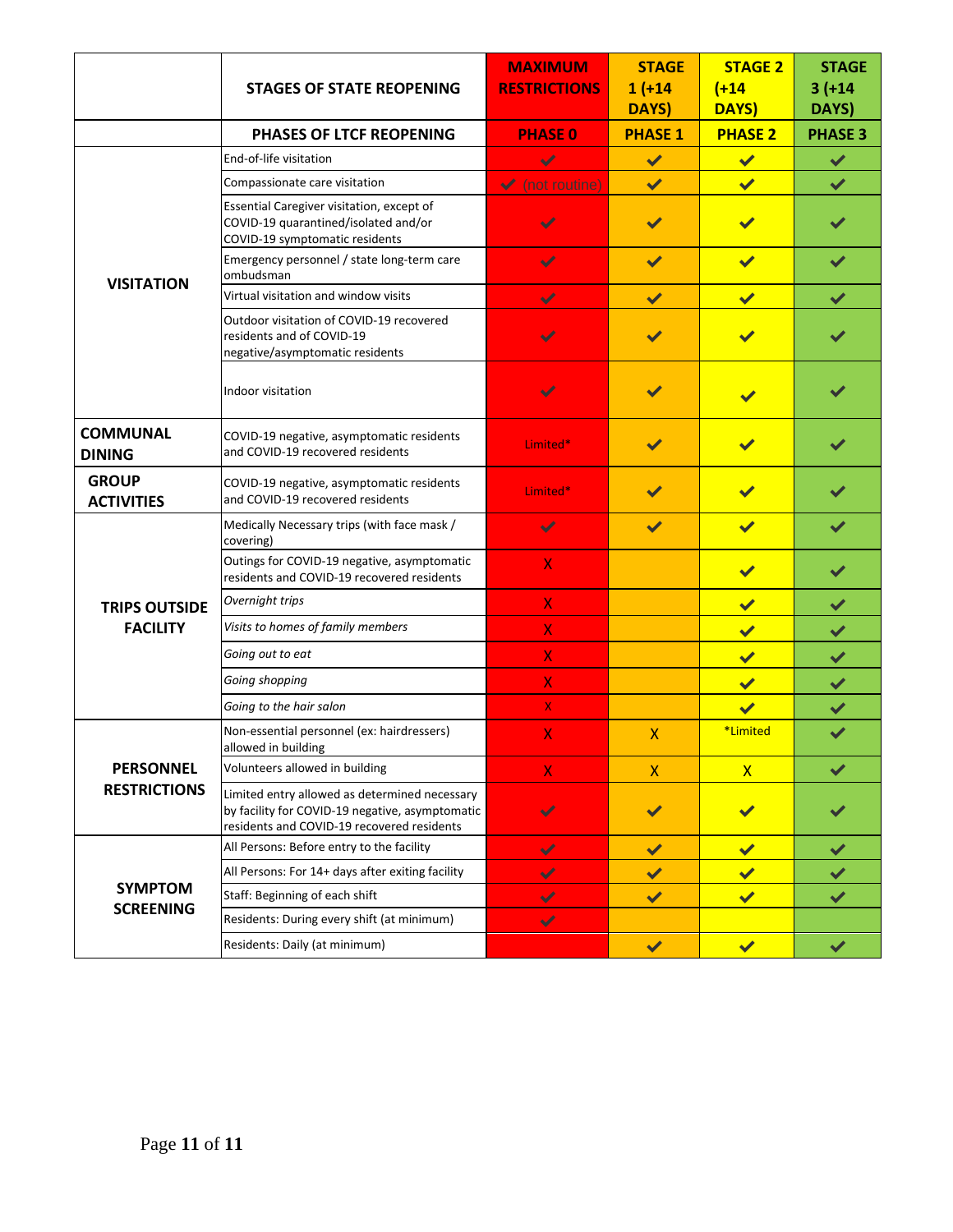| | STAGES OF STATE REOPENING | MAXIMUM RESTRICTIONS | STAGE 1 (+14 DAYS) | STAGE 2 (+14 DAYS) | STAGE 3 (+14 DAYS) |
|---|---|---|---|---|---|
| | PHASES OF LTCF REOPENING | PHASE 0 | PHASE 1 | PHASE 2 | PHASE 3 |
| VISITATION | End-of-life visitation | ✔ | ✔ | ✔ | ✔ |
| | Compassionate care visitation | ✔ (not routine) | ✔ | ✔ | ✔ |
| | Essential Caregiver visitation, except of COVID-19 quarantined/isolated and/or COVID-19 symptomatic residents | ✔ | ✔ | ✔ | ✔ |
| | Emergency personnel / state long-term care ombudsman | ✔ | ✔ | ✔ | ✔ |
| | Virtual visitation and window visits | ✔ | ✔ | ✔ | ✔ |
| | Outdoor visitation of COVID-19 recovered residents and of COVID-19 negative/asymptomatic residents | ✔ | ✔ | ✔ | ✔ |
| | Indoor visitation | ✔ | ✔ | ✔ | ✔ |
| COMMUNAL DINING | COVID-19 negative, asymptomatic residents and COVID-19 recovered residents | Limited* | ✔ | ✔ | ✔ |
| GROUP ACTIVITIES | COVID-19 negative, asymptomatic residents and COVID-19 recovered residents | Limited* | ✔ | ✔ | ✔ |
| TRIPS OUTSIDE FACILITY | Medically Necessary trips (with face mask / covering) | ✔ | ✔ | ✔ | ✔ |
| | Outings for COVID-19 negative, asymptomatic residents and COVID-19 recovered residents | X | | ✔ | ✔ |
| | *Overnight trips* | X | | ✔ | ✔ |
| | *Visits to homes of family members* | X | | ✔ | ✔ |
| | *Going out to eat* | X | | ✔ | ✔ |
| | *Going shopping* | X | | ✔ | ✔ |
| | *Going to the hair salon* | X | | ✔ | ✔ |
| PERSONNEL RESTRICTIONS | Non-essential personnel (ex: hairdressers) allowed in building | X | X | *Limited | ✔ |
| | Volunteers allowed in building | X | X | X | ✔ |
| | Limited entry allowed as determined necessary by facility for COVID-19 negative, asymptomatic residents and COVID-19 recovered residents | ✔ | ✔ | ✔ | ✔ |
| SYMPTOM SCREENING | All Persons: Before entry to the facility | ✔ | ✔ | ✔ | ✔ |
| | All Persons: For 14+ days after exiting facility | ✔ | ✔ | ✔ | ✔ |
| | Staff: Beginning of each shift | ✔ | ✔ | ✔ | ✔ |
| | Residents: During every shift (at minimum) | ✔ | | | |
| | Residents: Daily (at minimum) | | ✔ | ✔ | ✔ |